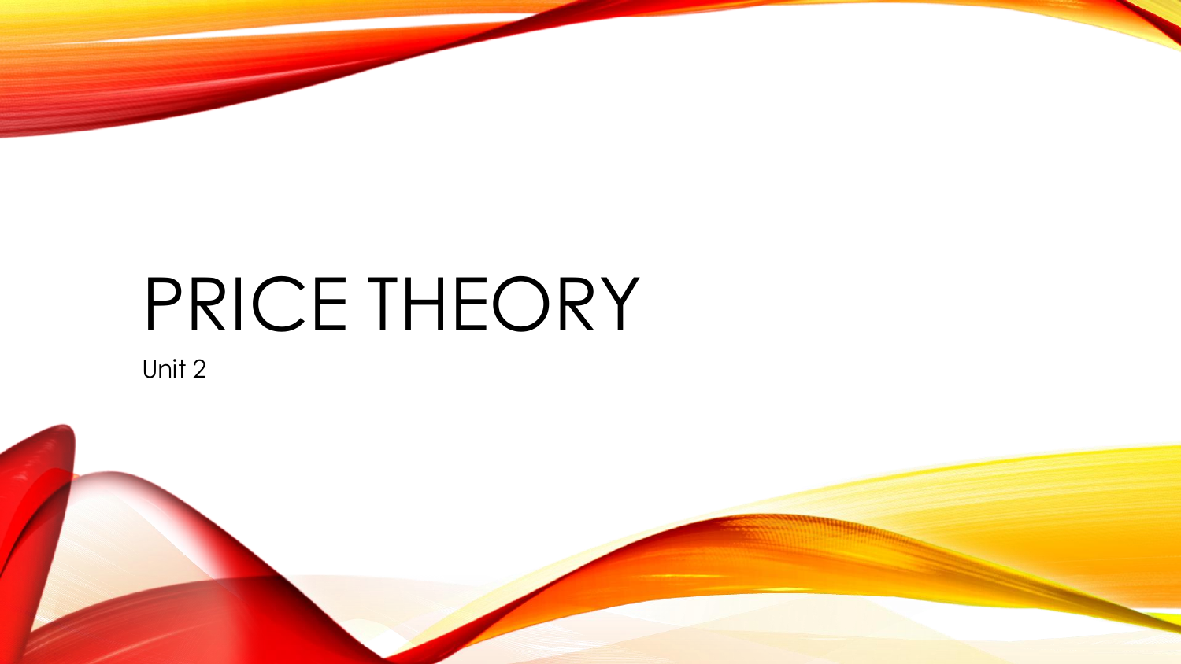# PRICE THEORY

Unit 2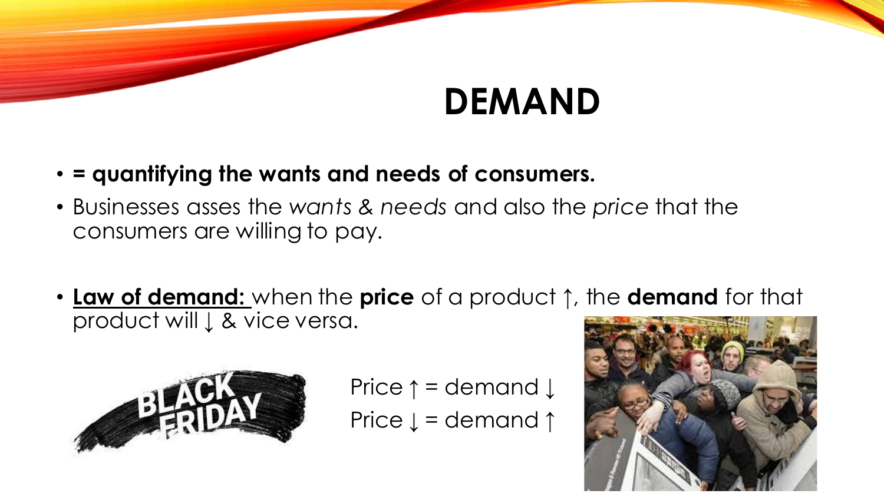# DEMAND

- **= quantifying the wants and needs of consumers.**
- Businesses asses the *wants & needs* and also the *price* that the consumers are willing to pay.

- **Law of demand:** when the **price** of a product ↑, the **demand** for that product will ↓ & vice versa.

Price ↑ = demand ↓

Price ↓ = demand ↑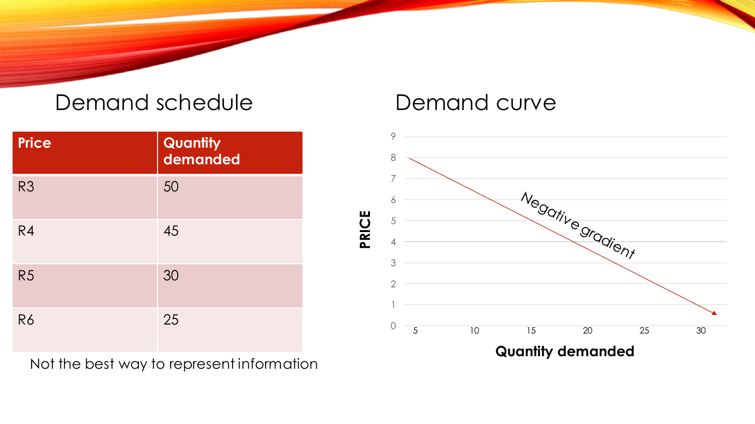## Demand schedule

| Price | Quantity demanded |
|---|---|
| R3 | 50 |
| R4 | 45 |
| R5 | 30 |
| R6 | 25 |

Not the best way to represent information

## Demand curve

PRICE

Negative gradient

Quantity demanded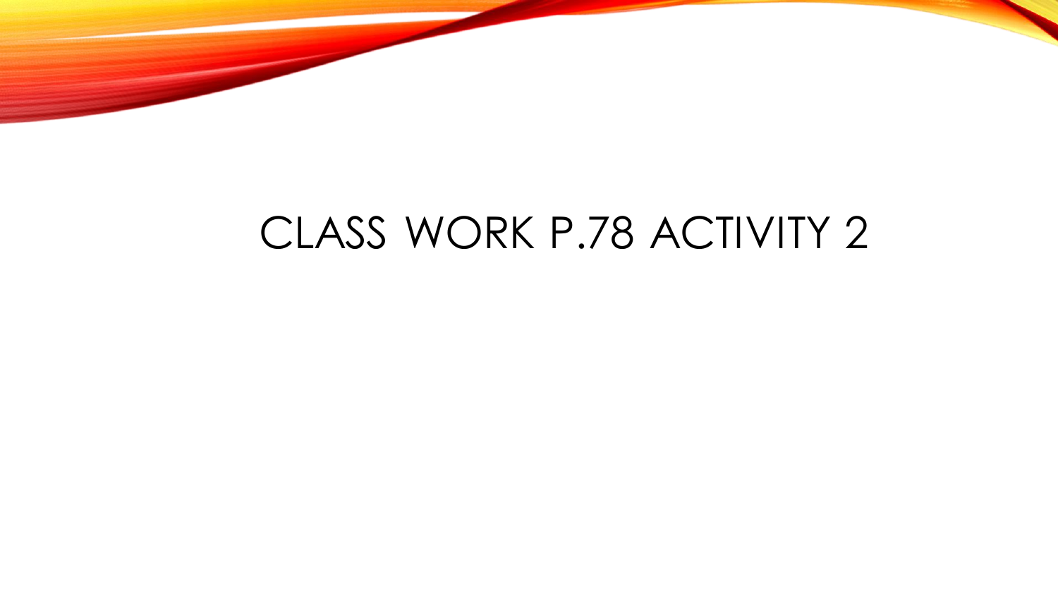# CLASS WORK P.78 ACTIVITY 2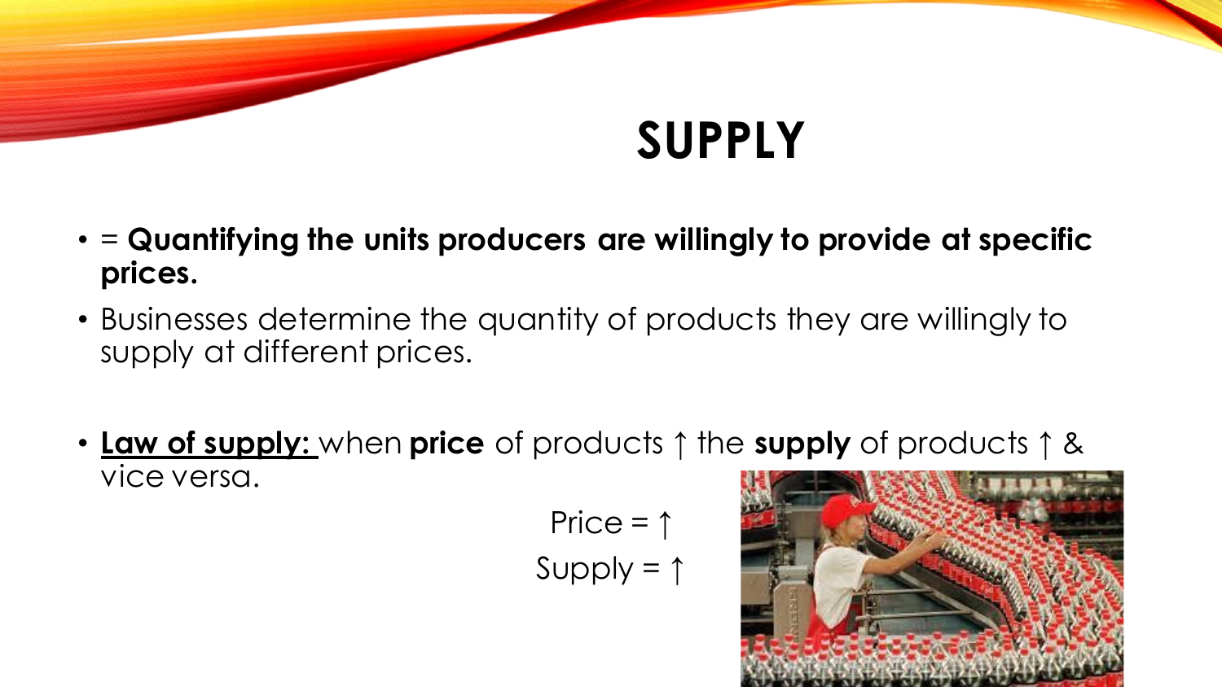# SUPPLY

- = **Quantifying the units producers are willingly to provide at specific prices.**
- Businesses determine the quantity of products they are willingly to supply at different prices.

- **Law of supply:** when **price** of products ↑ the **supply** of products ↑ & vice versa.

Price = ↑

Supply = ↑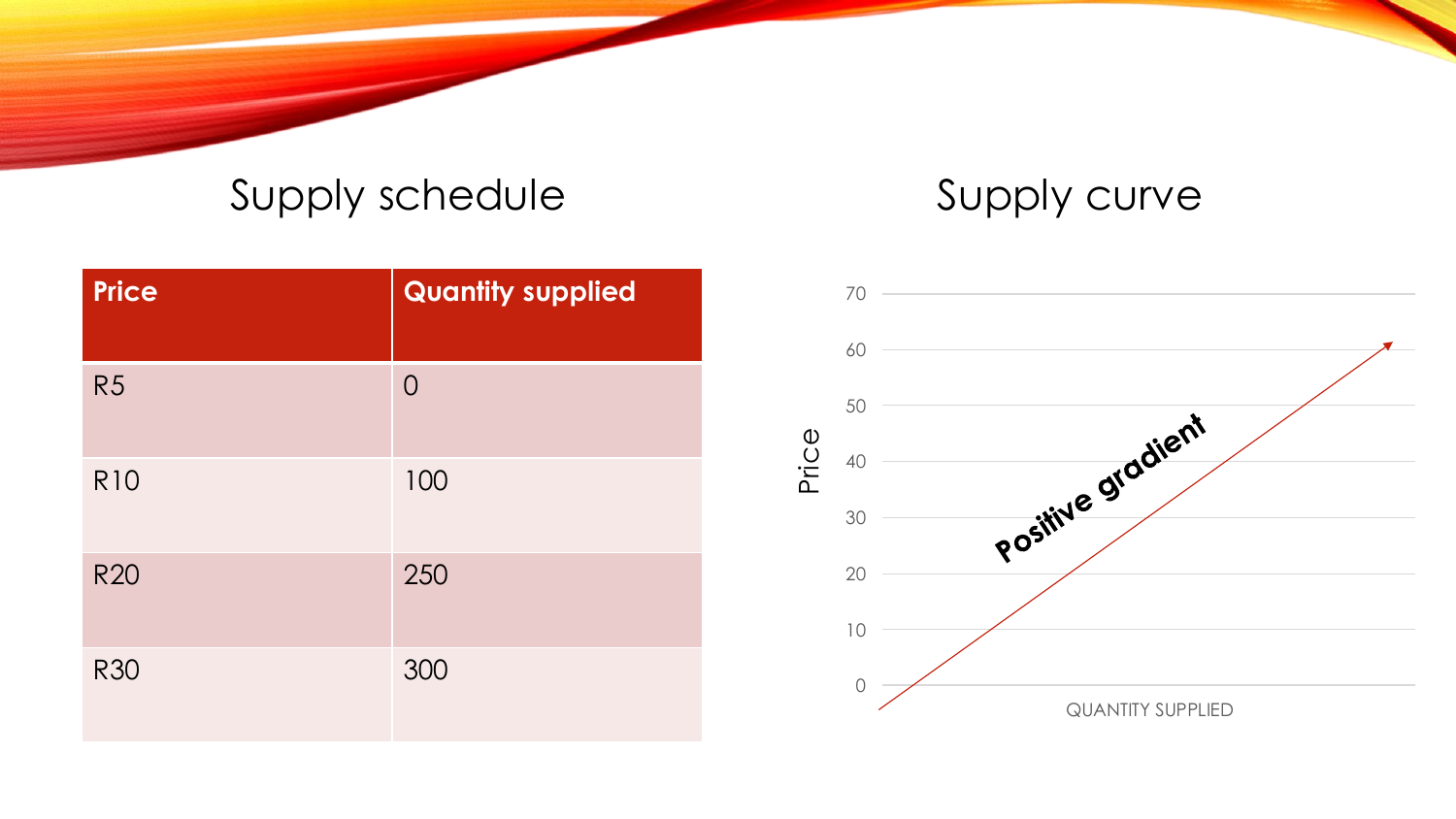## Supply schedule

| Price | Quantity supplied |
| --- | --- |
| R5 | 0 |
| R10 | 100 |
| R20 | 250 |
| R30 | 300 |

## Supply curve

Price

70
60
50
40
30
20
10
0

**Positive gradient**

QUANTITY SUPPLIED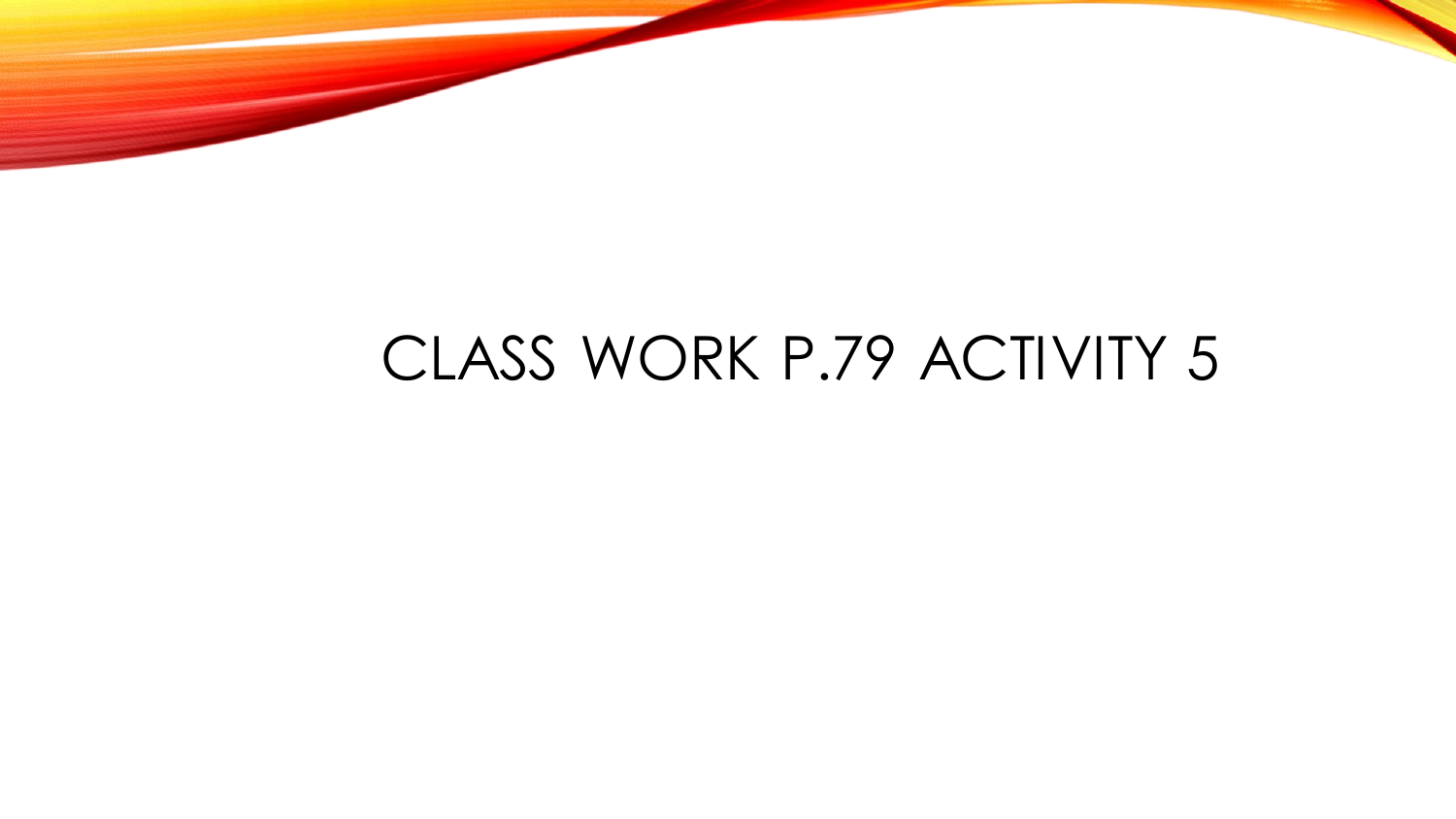# CLASS WORK P.79 ACTIVITY 5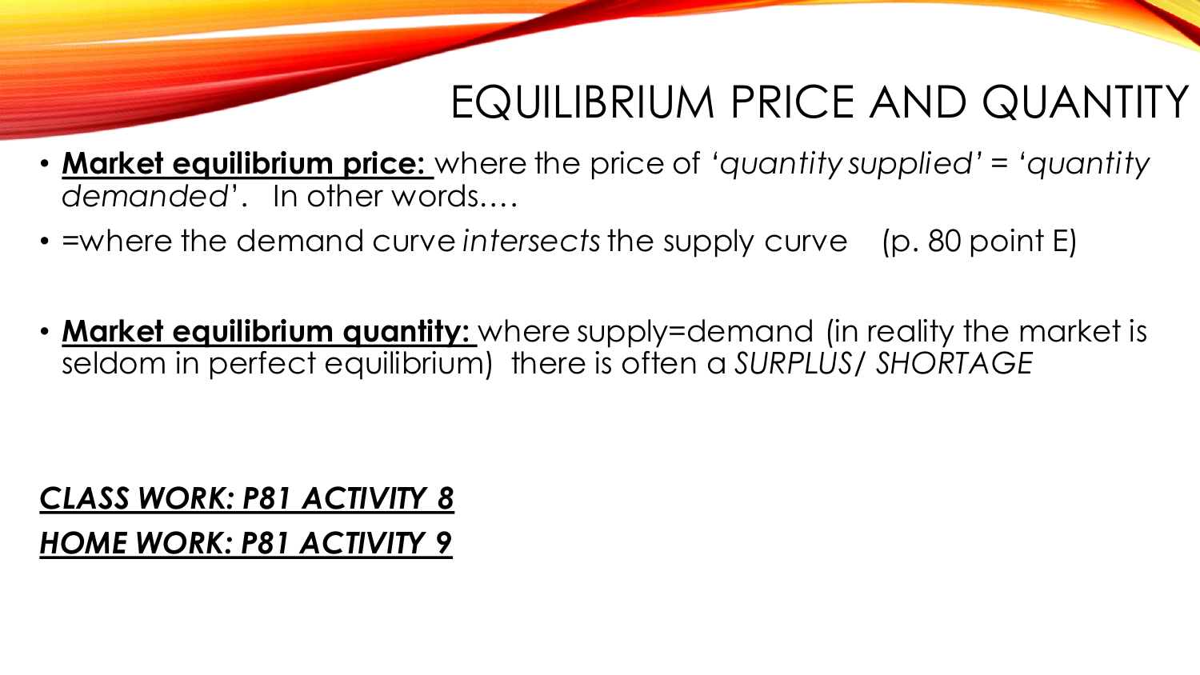# EQUILIBRIUM PRICE AND QUANTITY

- **Market equilibrium price:** where the price of *'quantity supplied' = 'quantity demanded'*. In other words.…
- =where the demand curve *intersects* the supply curve (p. 80 point E)

- **Market equilibrium quantity:** where supply=demand (in reality the market is seldom in perfect equilibrium) there is often a *SURPLUS/ SHORTAGE*

***CLASS WORK: P81 ACTIVITY 8***

***HOME WORK: P81 ACTIVITY 9***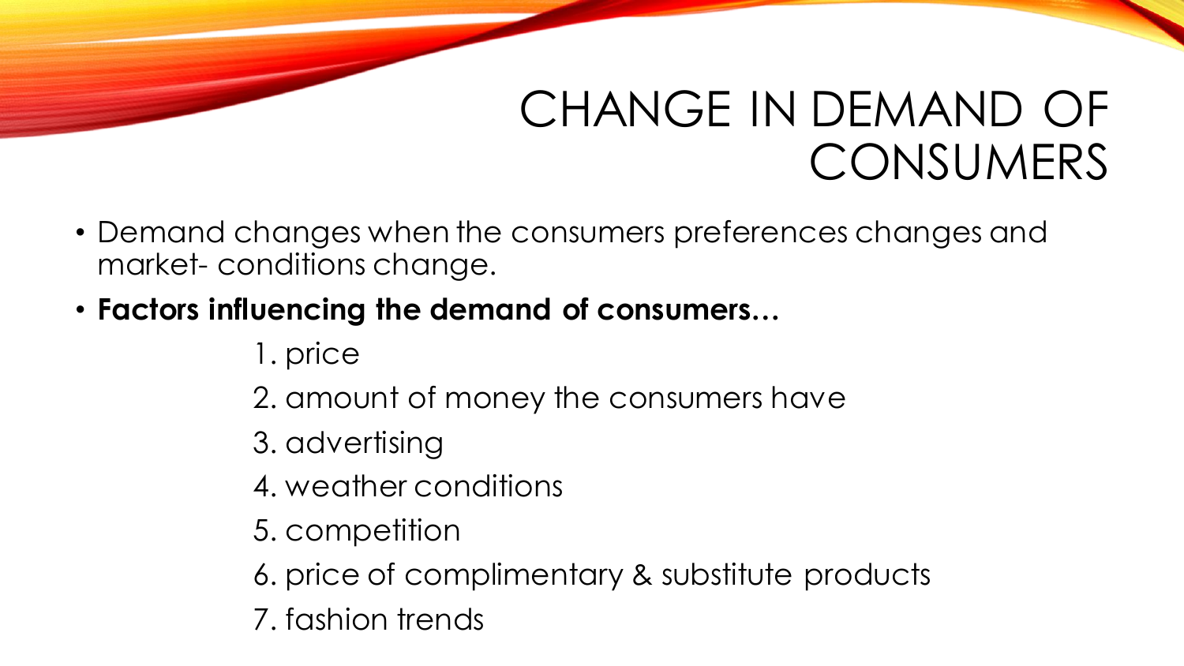# CHANGE IN DEMAND OF CONSUMERS

- Demand changes when the consumers preferences changes and market- conditions change.
- **Factors influencing the demand of consumers…**

  1. price
  2. amount of money the consumers have
  3. advertising
  4. weather conditions
  5. competition
  6. price of complimentary & substitute products
  7. fashion trends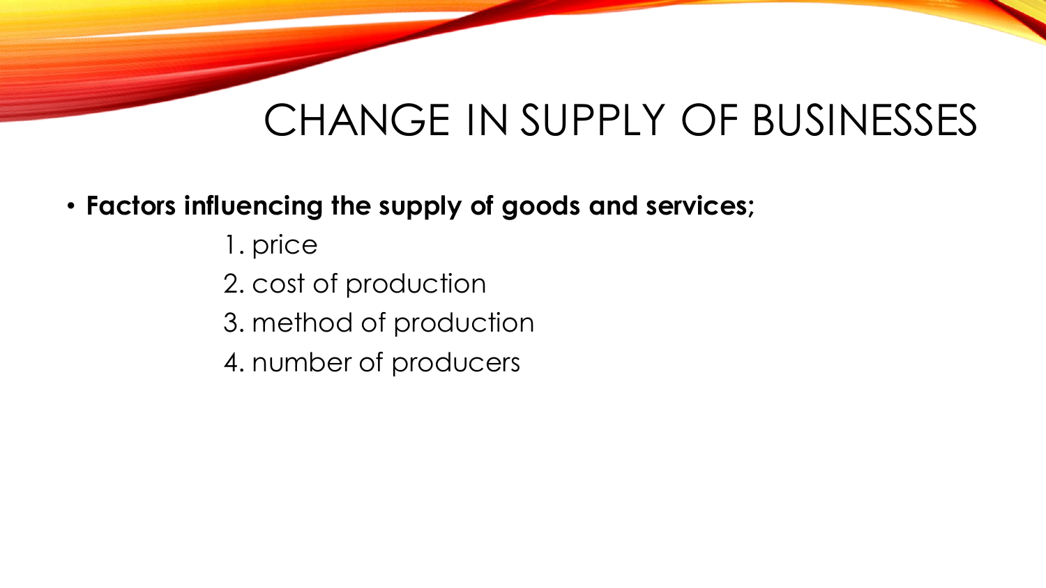# CHANGE IN SUPPLY OF BUSINESSES

- **Factors influencing the supply of goods and services;**

  1. price
  2. cost of production
  3. method of production
  4. number of producers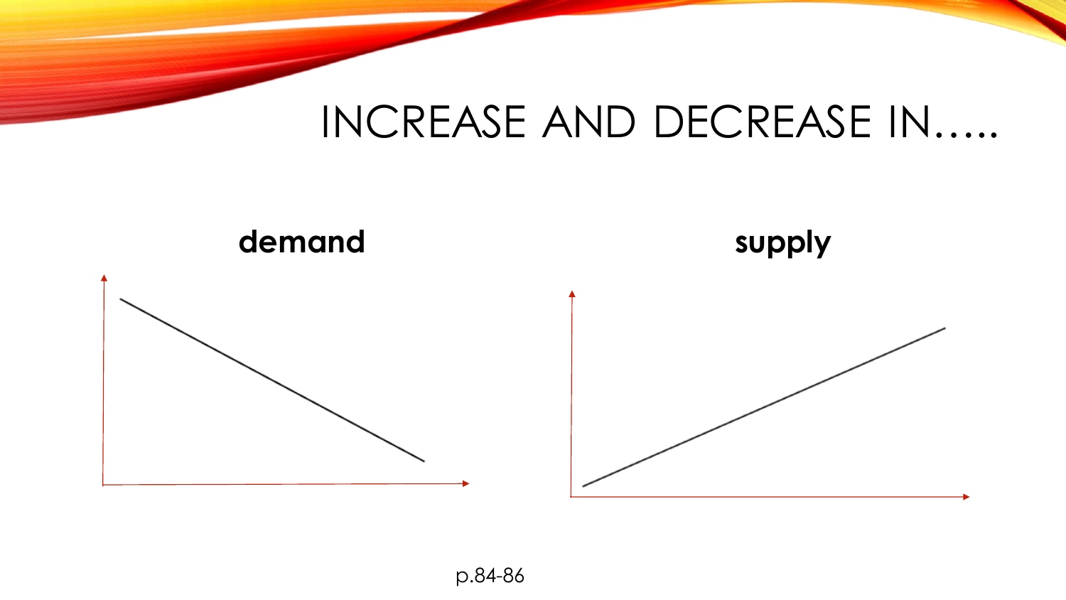# INCREASE AND DECREASE IN…..

**demand**

**supply**

p.84-86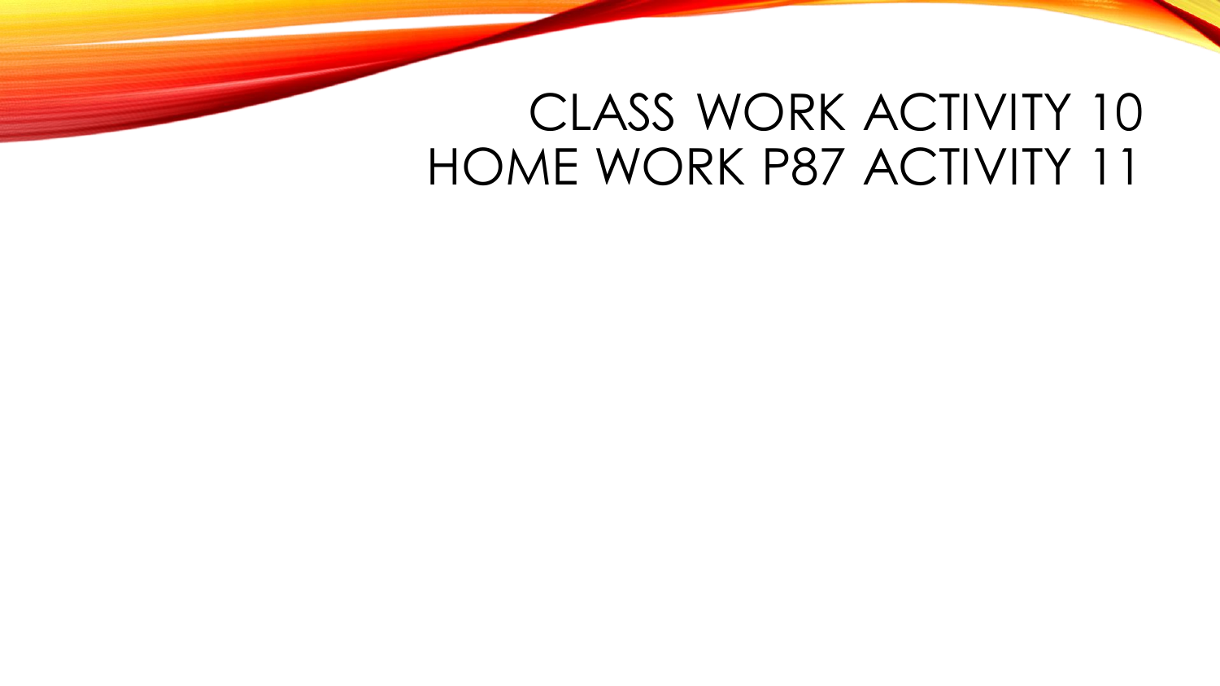# CLASS WORK ACTIVITY 10
# HOME WORK P87 ACTIVITY 11